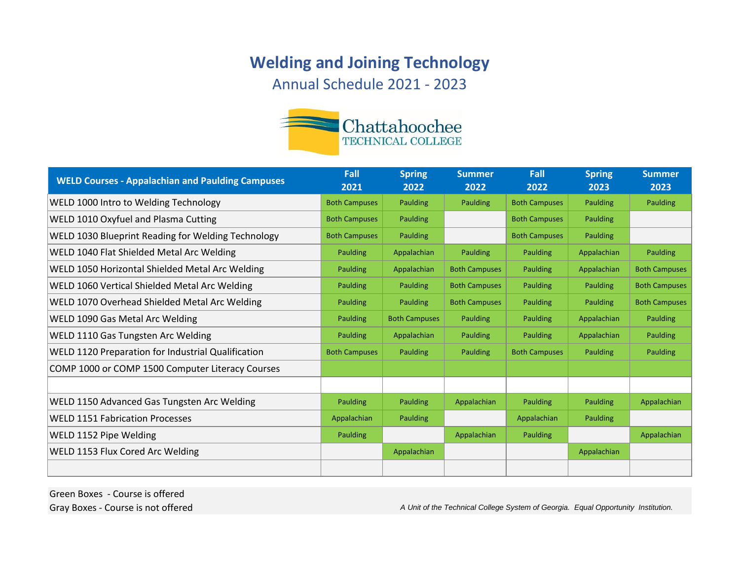# Welding and Joining Technology

## Annual Schedule 2021 - 2023

Chattahoochee
TECHNICAL COLLEGE

| WELD Courses - Appalachian and Paulding Campuses | Fall 2021 | Spring 2022 | Summer 2022 | Fall 2022 | Spring 2023 | Summer 2023 |
|---|---|---|---|---|---|---|
| WELD 1000 Intro to Welding Technology | Both Campuses | Paulding | Paulding | Both Campuses | Paulding | Paulding |
| WELD 1010 Oxyfuel and Plasma Cutting | Both Campuses | Paulding | | Both Campuses | Paulding | |
| WELD 1030 Blueprint Reading for Welding Technology | Both Campuses | Paulding | | Both Campuses | Paulding | |
| WELD 1040 Flat Shielded Metal Arc Welding | Paulding | Appalachian | Paulding | Paulding | Appalachian | Paulding |
| WELD 1050 Horizontal Shielded Metal Arc Welding | Paulding | Appalachian | Both Campuses | Paulding | Appalachian | Both Campuses |
| WELD 1060 Vertical Shielded Metal Arc Welding | Paulding | Paulding | Both Campuses | Paulding | Paulding | Both Campuses |
| WELD 1070 Overhead Shielded Metal Arc Welding | Paulding | Paulding | Both Campuses | Paulding | Paulding | Both Campuses |
| WELD 1090 Gas Metal Arc Welding | Paulding | Both Campuses | Paulding | Paulding | Appalachian | Paulding |
| WELD 1110 Gas Tungsten Arc Welding | Paulding | Appalachian | Paulding | Paulding | Appalachian | Paulding |
| WELD 1120 Preparation for Industrial Qualification | Both Campuses | Paulding | Paulding | Both Campuses | Paulding | Paulding |
| COMP 1000 or COMP 1500 Computer Literacy Courses | | | | | | |
| | | | | | | |
| WELD 1150 Advanced Gas Tungsten Arc Welding | Paulding | Paulding | Appalachian | Paulding | Paulding | Appalachian |
| WELD 1151 Fabrication Processes | Appalachian | Paulding | | Appalachian | Paulding | |
| WELD 1152 Pipe Welding | Paulding | | Appalachian | Paulding | | Appalachian |
| WELD 1153 Flux Cored Arc Welding | | Appalachian | | | Appalachian | |
| | | | | | | |

Green Boxes - Course is offered
Gray Boxes - Course is not offered

*A Unit of the Technical College System of Georgia. Equal Opportunity Institution.*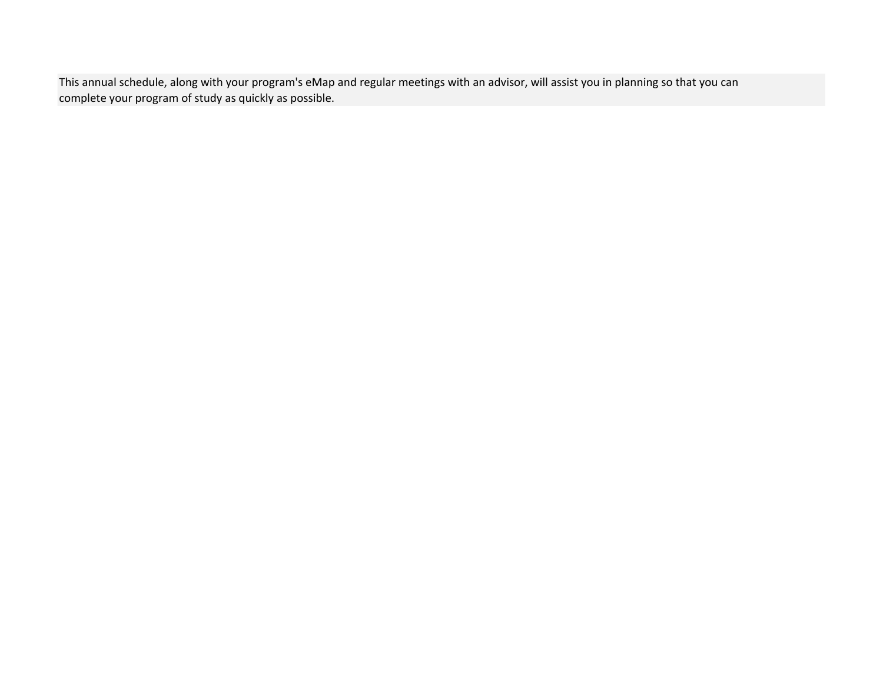This annual schedule, along with your program's eMap and regular meetings with an advisor, will assist you in planning so that you can complete your program of study as quickly as possible.